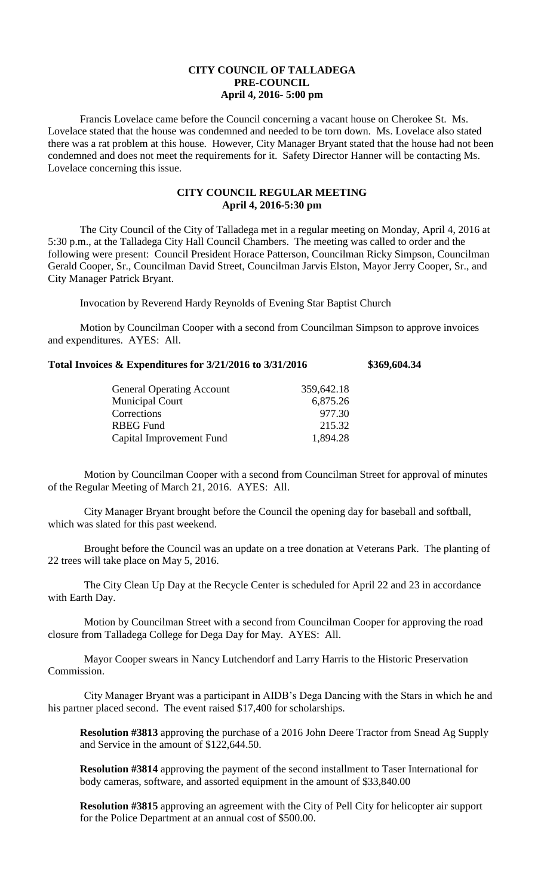# CITY COUNCIL OF TALLADEGA
## PRE-COUNCIL
### April 4, 2016- 5:00 pm

Francis Lovelace came before the Council concerning a vacant house on Cherokee St. Ms. Lovelace stated that the house was condemned and needed to be torn down. Ms. Lovelace also stated there was a rat problem at this house. However, City Manager Bryant stated that the house had not been condemned and does not meet the requirements for it. Safety Director Hanner will be contacting Ms. Lovelace concerning this issue.

## CITY COUNCIL REGULAR MEETING
### April 4, 2016-5:30 pm

The City Council of the City of Talladega met in a regular meeting on Monday, April 4, 2016 at 5:30 p.m., at the Talladega City Hall Council Chambers. The meeting was called to order and the following were present: Council President Horace Patterson, Councilman Ricky Simpson, Councilman Gerald Cooper, Sr., Councilman David Street, Councilman Jarvis Elston, Mayor Jerry Cooper, Sr., and City Manager Patrick Bryant.

Invocation by Reverend Hardy Reynolds of Evening Star Baptist Church

Motion by Councilman Cooper with a second from Councilman Simpson to approve invoices and expenditures. AYES: All.

**Total Invoices & Expenditures for 3/21/2016 to 3/31/2016 $369,604.34**

| | |
|---|---|
| General Operating Account | 359,642.18 |
| Municipal Court | 6,875.26 |
| Corrections | 977.30 |
| RBEG Fund | 215.32 |
| Capital Improvement Fund | 1,894.28 |

Motion by Councilman Cooper with a second from Councilman Street for approval of minutes of the Regular Meeting of March 21, 2016. AYES: All.

City Manager Bryant brought before the Council the opening day for baseball and softball, which was slated for this past weekend.

Brought before the Council was an update on a tree donation at Veterans Park. The planting of 22 trees will take place on May 5, 2016.

The City Clean Up Day at the Recycle Center is scheduled for April 22 and 23 in accordance with Earth Day.

Motion by Councilman Street with a second from Councilman Cooper for approving the road closure from Talladega College for Dega Day for May. AYES: All.

Mayor Cooper swears in Nancy Lutchendorf and Larry Harris to the Historic Preservation Commission.

City Manager Bryant was a participant in AIDB's Dega Dancing with the Stars in which he and his partner placed second. The event raised $17,400 for scholarships.

**Resolution #3813** approving the purchase of a 2016 John Deere Tractor from Snead Ag Supply and Service in the amount of $122,644.50.

**Resolution #3814** approving the payment of the second installment to Taser International for body cameras, software, and assorted equipment in the amount of $33,840.00

**Resolution #3815** approving an agreement with the City of Pell City for helicopter air support for the Police Department at an annual cost of $500.00.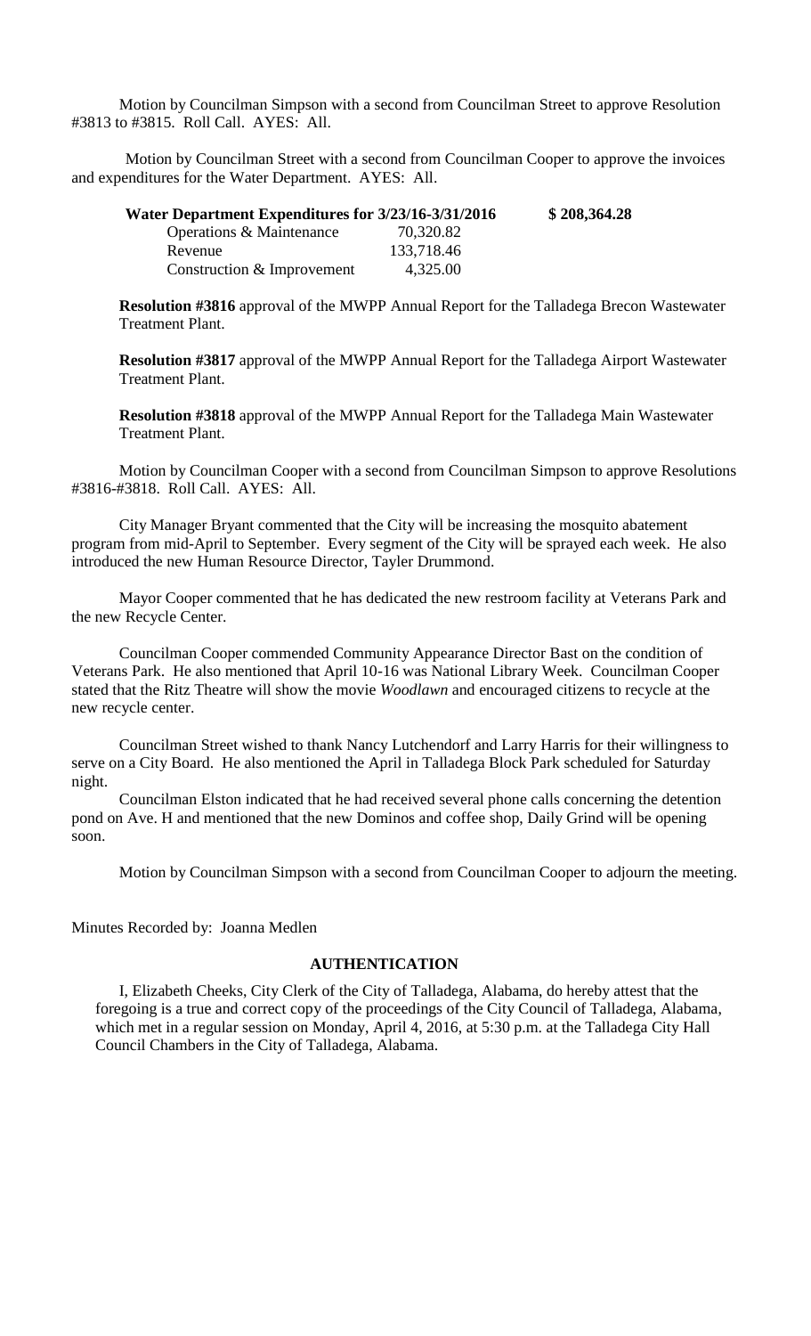Motion by Councilman Simpson with a second from Councilman Street to approve Resolution #3813 to #3815. Roll Call. AYES: All.

Motion by Councilman Street with a second from Councilman Cooper to approve the invoices and expenditures for the Water Department. AYES: All.

| **Water Department Expenditures for 3/23/16-3/31/2016** | | **$ 208,364.28** |
|---|---|---|
| Operations & Maintenance | 70,320.82 | |
| Revenue | 133,718.46 | |
| Construction & Improvement | 4,325.00 | |

**Resolution #3816** approval of the MWPP Annual Report for the Talladega Brecon Wastewater Treatment Plant.

**Resolution #3817** approval of the MWPP Annual Report for the Talladega Airport Wastewater Treatment Plant.

**Resolution #3818** approval of the MWPP Annual Report for the Talladega Main Wastewater Treatment Plant.

Motion by Councilman Cooper with a second from Councilman Simpson to approve Resolutions #3816-#3818. Roll Call. AYES: All.

City Manager Bryant commented that the City will be increasing the mosquito abatement program from mid-April to September. Every segment of the City will be sprayed each week. He also introduced the new Human Resource Director, Tayler Drummond.

Mayor Cooper commented that he has dedicated the new restroom facility at Veterans Park and the new Recycle Center.

Councilman Cooper commended Community Appearance Director Bast on the condition of Veterans Park. He also mentioned that April 10-16 was National Library Week. Councilman Cooper stated that the Ritz Theatre will show the movie *Woodlawn* and encouraged citizens to recycle at the new recycle center.

Councilman Street wished to thank Nancy Lutchendorf and Larry Harris for their willingness to serve on a City Board. He also mentioned the April in Talladega Block Park scheduled for Saturday night.

Councilman Elston indicated that he had received several phone calls concerning the detention pond on Ave. H and mentioned that the new Dominos and coffee shop, Daily Grind will be opening soon.

Motion by Councilman Simpson with a second from Councilman Cooper to adjourn the meeting.

Minutes Recorded by: Joanna Medlen

## AUTHENTICATION

I, Elizabeth Cheeks, City Clerk of the City of Talladega, Alabama, do hereby attest that the foregoing is a true and correct copy of the proceedings of the City Council of Talladega, Alabama, which met in a regular session on Monday, April 4, 2016, at 5:30 p.m. at the Talladega City Hall Council Chambers in the City of Talladega, Alabama.